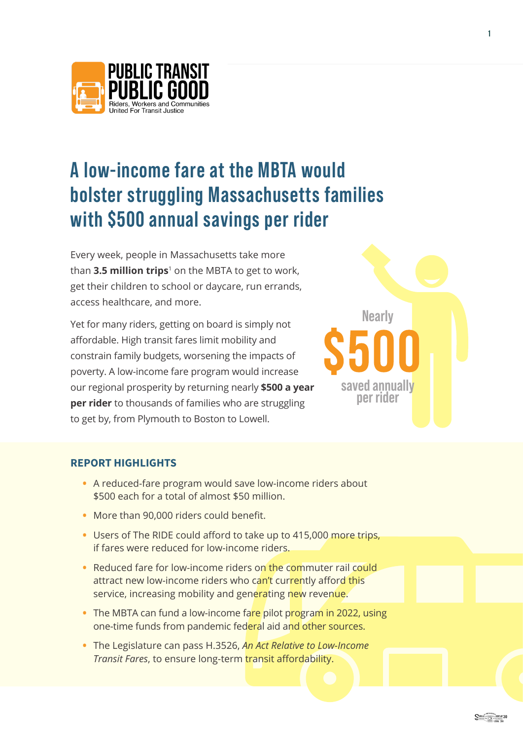PUBLIC TRANSIT PUBLIC GOOD

Riders, Workers and Communities United For Transit Justice

# A low-income fare at the MBTA would bolster struggling Massachusetts families with $500 annual savings per rider

Every week, people in Massachusetts take more than **3.5 million trips**[1] on the MBTA to get to work, get their children to school or daycare, run errands, access healthcare, and more.

Yet for many riders, getting on board is simply not affordable. High transit fares limit mobility and constrain family budgets, worsening the impacts of poverty. A low-income fare program would increase our regional prosperity by returning nearly **$500 a year per rider** to thousands of families who are struggling to get by, from Plymouth to Boston to Lowell.

Nearly **$500** saved annually per rider

## REPORT HIGHLIGHTS

- A reduced-fare program would save low-income riders about $500 each for a total of almost $50 million.
- More than 90,000 riders could benefit.
- Users of The RIDE could afford to take up to 415,000 more trips, if fares were reduced for low-income riders.
- Reduced fare for low-income riders on the commuter rail could attract new low-income riders who can't currently afford this service, increasing mobility and generating new revenue.
- The MBTA can fund a low-income fare pilot program in 2022, using one-time funds from pandemic federal aid and other sources.
- The Legislature can pass H.3526, *An Act Relative to Low-Income Transit Fares*, to ensure long-term transit affordability.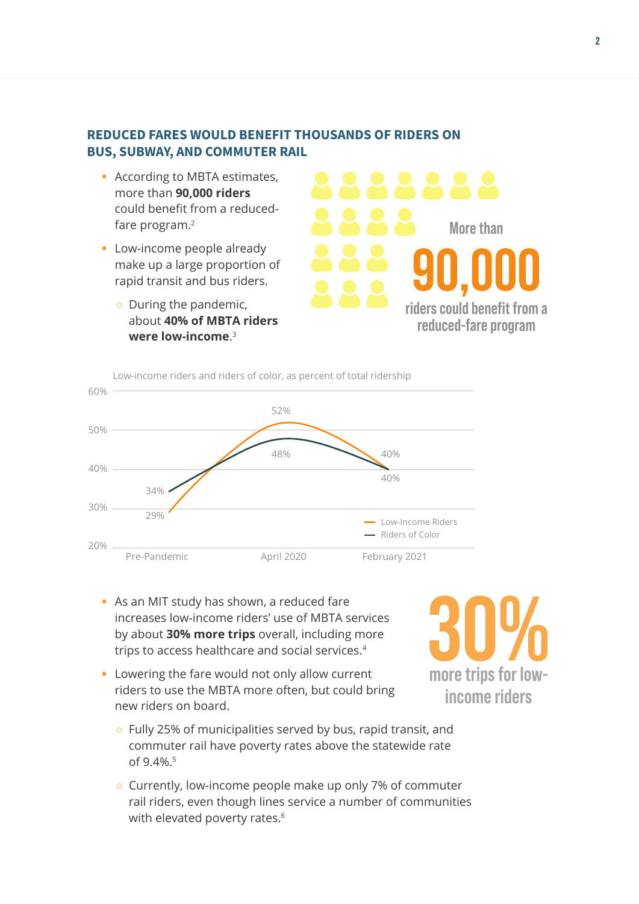## REDUCED FARES WOULD BENEFIT THOUSANDS OF RIDERS ON BUS, SUBWAY, AND COMMUTER RAIL

- According to MBTA estimates, more than **90,000 riders** could benefit from a reduced-fare program.[2]
- Low-income people already make up a large proportion of rapid transit and bus riders.
  - During the pandemic, about **40% of MBTA riders were low-income**.[3]

More than **90,000** riders could benefit from a reduced-fare program

Low-income riders and riders of color, as percent of total ridership

| | Pre-Pandemic | April 2020 | February 2021 |
|---|---|---|---|
| Low-Income Riders | 29% | 52% | 40% |
| Riders of Color | 34% | 48% | 40% |

- As an MIT study has shown, a reduced fare increases low-income riders' use of MBTA services by about **30% more trips** overall, including more trips to access healthcare and social services.[4]
- Lowering the fare would not only allow current riders to use the MBTA more often, but could bring new riders on board.
  - Fully 25% of municipalities served by bus, rapid transit, and commuter rail have poverty rates above the statewide rate of 9.4%.[5]
  - Currently, low-income people make up only 7% of commuter rail riders, even though lines service a number of communities with elevated poverty rates.[6]

**30%** more trips for low-income riders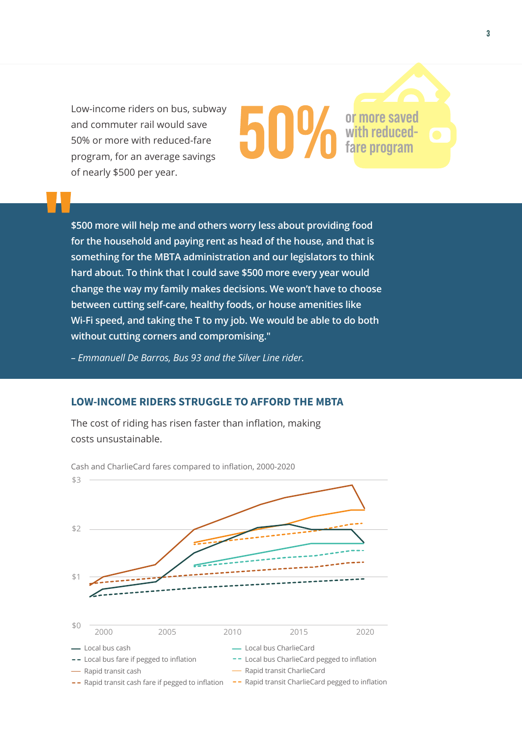Low-income riders on bus, subway and commuter rail would save 50% or more with reduced-fare program, for an average savings of nearly $500 per year.

**50%** or more saved with reduced-fare program

> **$500 more will help me and others worry less about providing food for the household and paying rent as head of the house, and that is something for the MBTA administration and our legislators to think hard about. To think that I could save $500 more every year would change the way my family makes decisions. We won't have to choose between cutting self-care, healthy foods, or house amenities like Wi-Fi speed, and taking the T to my job. We would be able to do both without cutting corners and compromising."**
>
> *– Emmanuell De Barros, Bus 93 and the Silver Line rider.*

## LOW-INCOME RIDERS STRUGGLE TO AFFORD THE MBTA

The cost of riding has risen faster than inflation, making costs unsustainable.

Cash and CharlieCard fares compared to inflation, 2000-2020

$3

$2

$1

$0

2000 2005 2010 2015 2020

- Local bus cash
- Local bus fare if pegged to inflation
- Rapid transit cash
- Rapid transit cash fare if pegged to inflation
- Local bus CharlieCard
- Local bus CharlieCard pegged to inflation
- Rapid transit CharlieCard
- Rapid transit CharlieCard pegged to inflation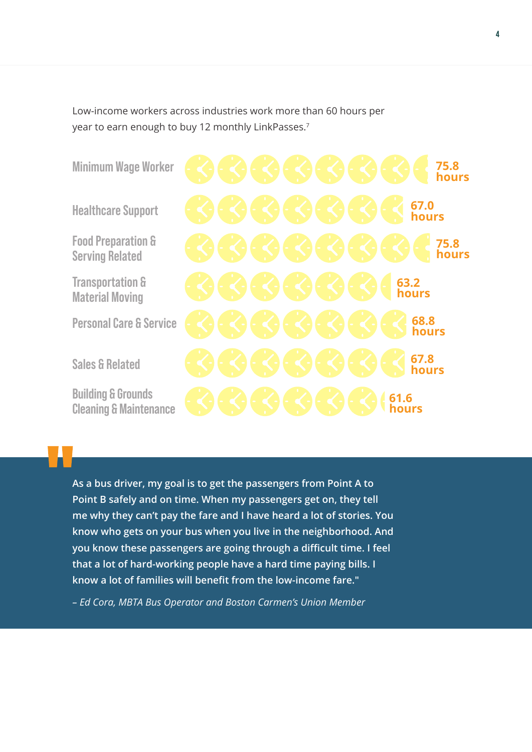Low-income workers across industries work more than 60 hours per year to earn enough to buy 12 monthly LinkPasses.[7]

| Occupation | Hours |
| --- | --- |
| Minimum Wage Worker | 75.8 hours |
| Healthcare Support | 67.0 hours |
| Food Preparation & Serving Related | 75.8 hours |
| Transportation & Material Moving | 63.2 hours |
| Personal Care & Service | 68.8 hours |
| Sales & Related | 67.8 hours |
| Building & Grounds Cleaning & Maintenance | 61.6 hours |

> **"As a bus driver, my goal is to get the passengers from Point A to Point B safely and on time. When my passengers get on, they tell me why they can't pay the fare and I have heard a lot of stories. You know who gets on your bus when you live in the neighborhood. And you know these passengers are going through a difficult time. I feel that a lot of hard-working people have a hard time paying bills. I know a lot of families will benefit from the low-income fare."**
>
> *– Ed Cora, MBTA Bus Operator and Boston Carmen's Union Member*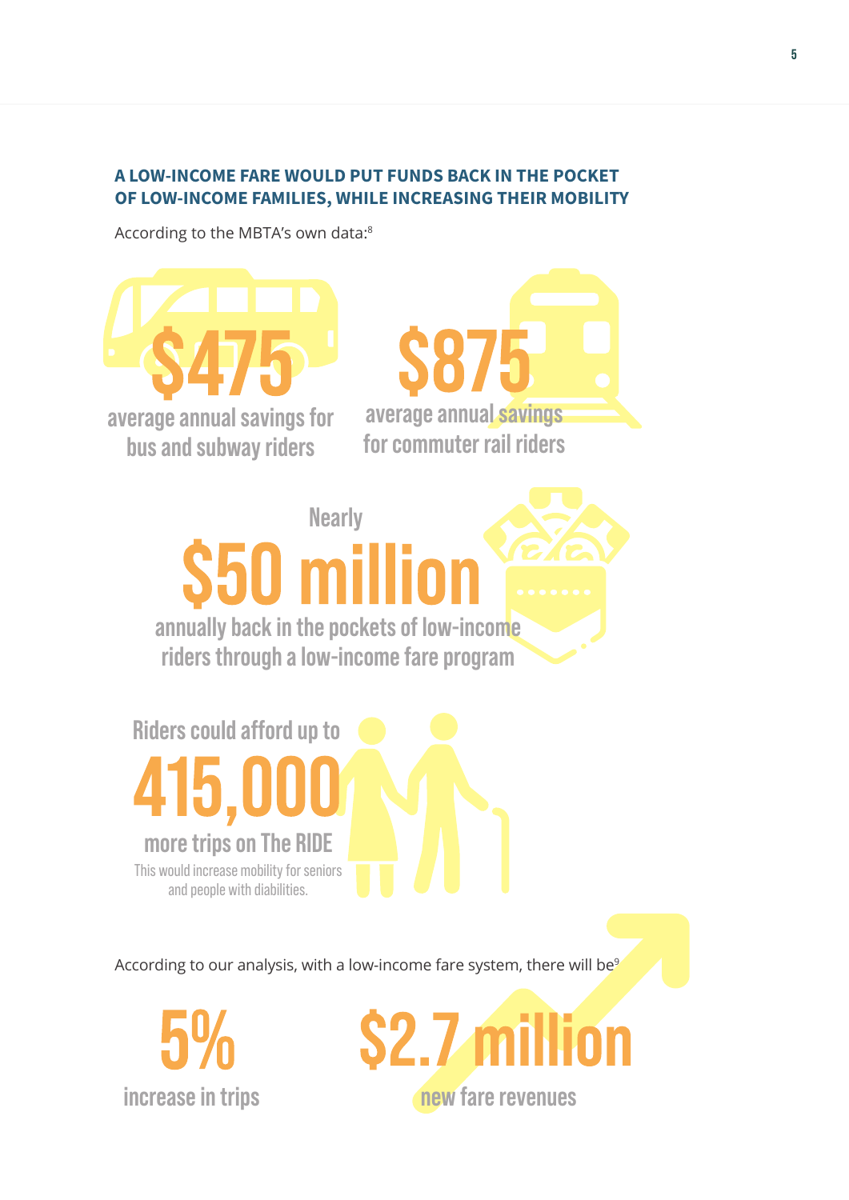## A LOW-INCOME FARE WOULD PUT FUNDS BACK IN THE POCKET OF LOW-INCOME FAMILIES, WHILE INCREASING THEIR MOBILITY

According to the MBTA's own data:[8]

**$475**

average annual savings for bus and subway riders

**$875**

average annual savings for commuter rail riders

Nearly

**$50 million**

annually back in the pockets of low-income riders through a low-income fare program

Riders could afford up to

**415,000**

more trips on The RIDE

This would increase mobility for seniors and people with diabilities.

According to our analysis, with a low-income fare system, there will be[9]

**5%**

increase in trips

**$2.7 million**

new fare revenues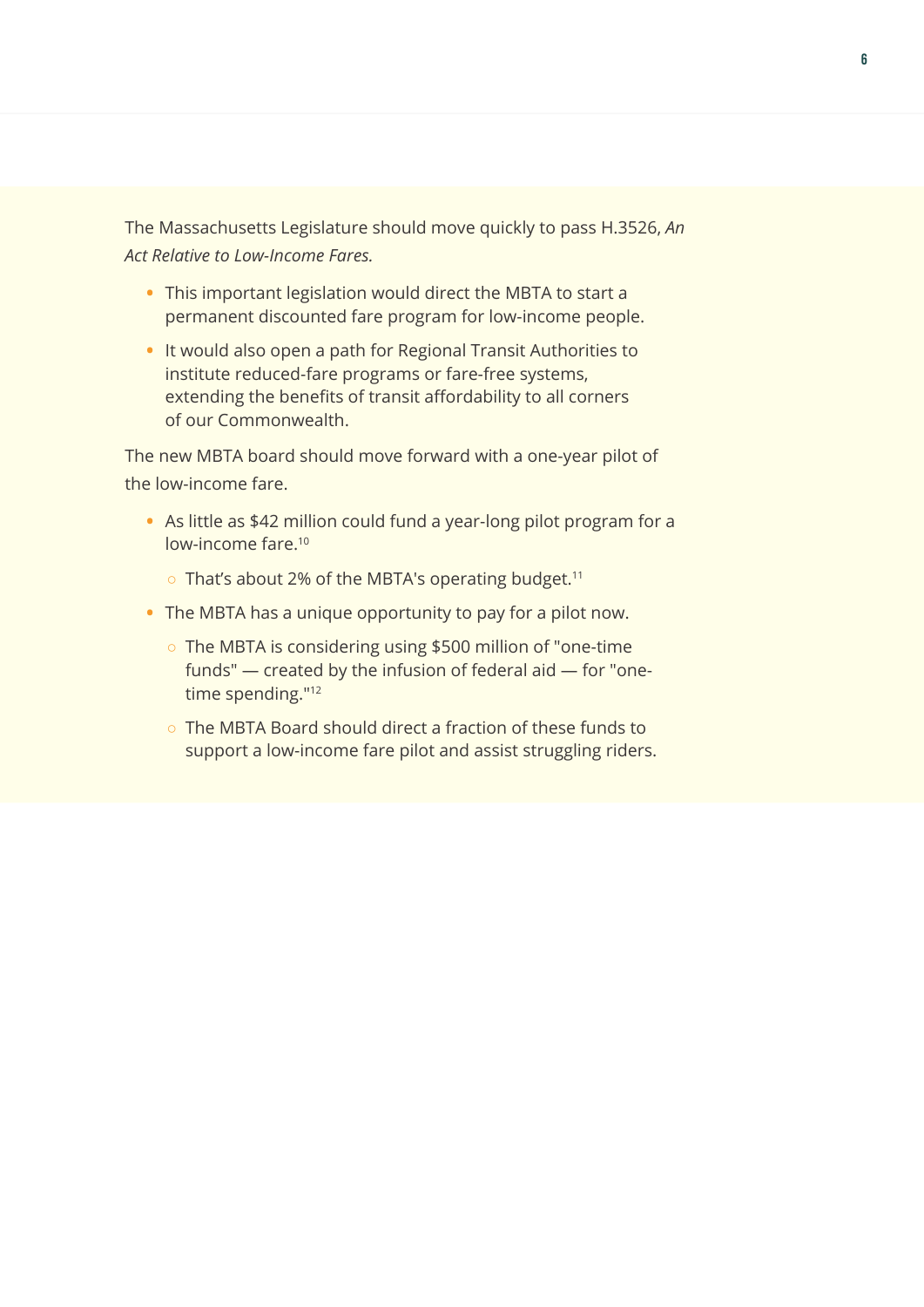The Massachusetts Legislature should move quickly to pass H.3526, *An Act Relative to Low-Income Fares.*

- This important legislation would direct the MBTA to start a permanent discounted fare program for low-income people.
- It would also open a path for Regional Transit Authorities to institute reduced-fare programs or fare-free systems, extending the benefits of transit affordability to all corners of our Commonwealth.

The new MBTA board should move forward with a one-year pilot of the low-income fare.

- As little as $42 million could fund a year-long pilot program for a low-income fare.[10]
    - That's about 2% of the MBTA's operating budget.[11]
- The MBTA has a unique opportunity to pay for a pilot now.
    - The MBTA is considering using $500 million of "one-time funds" — created by the infusion of federal aid — for "one-time spending."[12]
    - The MBTA Board should direct a fraction of these funds to support a low-income fare pilot and assist struggling riders.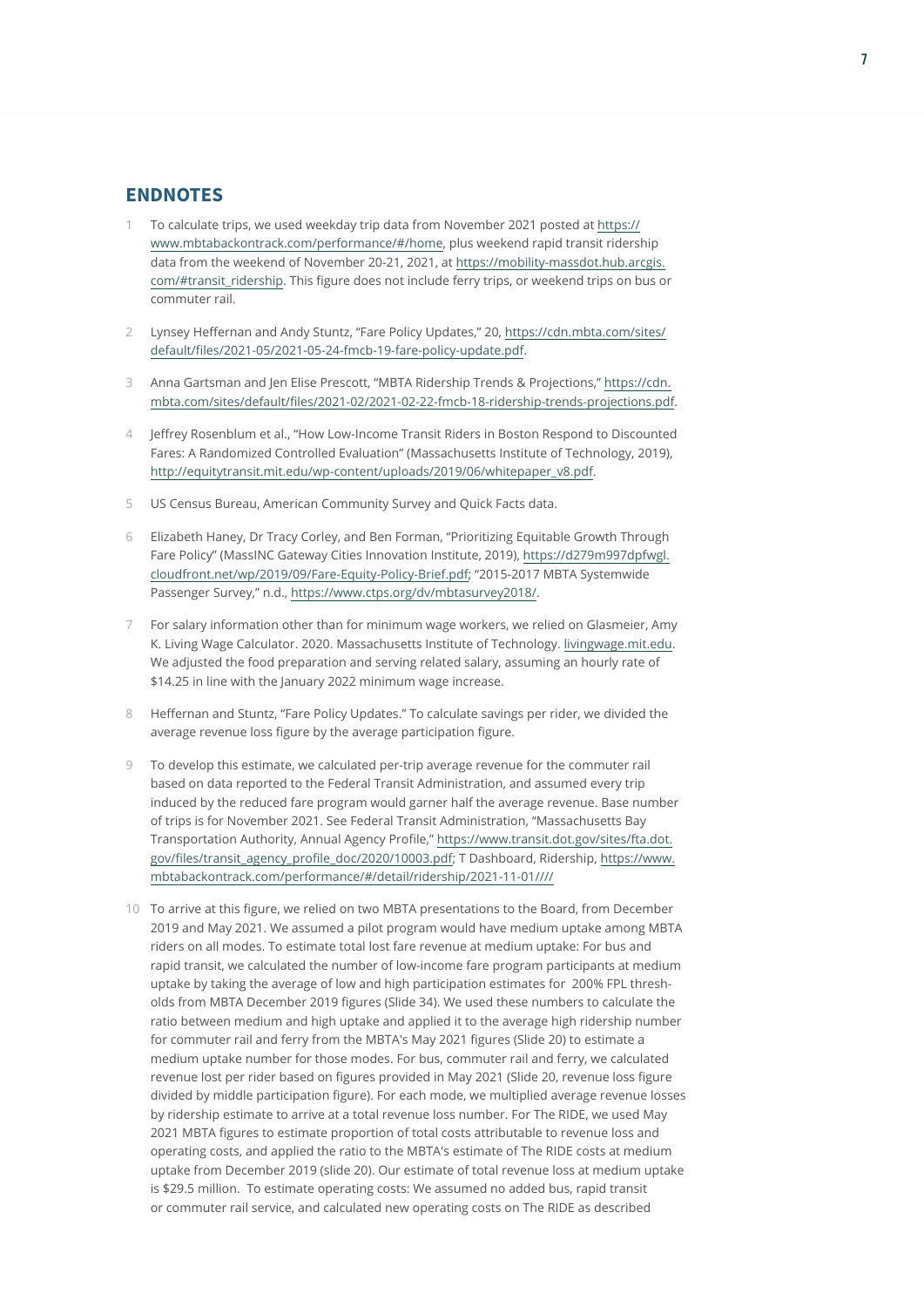## ENDNOTES

1. To calculate trips, we used weekday trip data from November 2021 posted at https://www.mbtabackontrack.com/performance/#/home, plus weekend rapid transit ridership data from the weekend of November 20-21, 2021, at https://mobility-massdot.hub.arcgis.com/#transit_ridership. This figure does not include ferry trips, or weekend trips on bus or commuter rail.

2. Lynsey Heffernan and Andy Stuntz, "Fare Policy Updates," 20, https://cdn.mbta.com/sites/default/files/2021-05/2021-05-24-fmcb-19-fare-policy-update.pdf.

3. Anna Gartsman and Jen Elise Prescott, "MBTA Ridership Trends & Projections," https://cdn.mbta.com/sites/default/files/2021-02/2021-02-22-fmcb-18-ridership-trends-projections.pdf.

4. Jeffrey Rosenblum et al., "How Low-Income Transit Riders in Boston Respond to Discounted Fares: A Randomized Controlled Evaluation" (Massachusetts Institute of Technology, 2019), http://equitytransit.mit.edu/wp-content/uploads/2019/06/whitepaper_v8.pdf.

5. US Census Bureau, American Community Survey and Quick Facts data.

6. Elizabeth Haney, Dr Tracy Corley, and Ben Forman, "Prioritizing Equitable Growth Through Fare Policy" (MassINC Gateway Cities Innovation Institute, 2019), https://d279m997dpfwgl.cloudfront.net/wp/2019/09/Fare-Equity-Policy-Brief.pdf; "2015-2017 MBTA Systemwide Passenger Survey," n.d., https://www.ctps.org/dv/mbtasurvey2018/.

7. For salary information other than for minimum wage workers, we relied on Glasmeier, Amy K. Living Wage Calculator. 2020. Massachusetts Institute of Technology. livingwage.mit.edu. We adjusted the food preparation and serving related salary, assuming an hourly rate of $14.25 in line with the January 2022 minimum wage increase.

8. Heffernan and Stuntz, "Fare Policy Updates." To calculate savings per rider, we divided the average revenue loss figure by the average participation figure.

9. To develop this estimate, we calculated per-trip average revenue for the commuter rail based on data reported to the Federal Transit Administration, and assumed every trip induced by the reduced fare program would garner half the average revenue. Base number of trips is for November 2021. See Federal Transit Administration, "Massachusetts Bay Transportation Authority, Annual Agency Profile," https://www.transit.dot.gov/sites/fta.dot.gov/files/transit_agency_profile_doc/2020/10003.pdf; T Dashboard, Ridership, https://www.mbtabackontrack.com/performance/#/detail/ridership/2021-11-01////

10. To arrive at this figure, we relied on two MBTA presentations to the Board, from December 2019 and May 2021. We assumed a pilot program would have medium uptake among MBTA riders on all modes. To estimate total lost fare revenue at medium uptake: For bus and rapid transit, we calculated the number of low-income fare program participants at medium uptake by taking the average of low and high participation estimates for 200% FPL thresholds from MBTA December 2019 figures (Slide 34). We used these numbers to calculate the ratio between medium and high uptake and applied it to the average high ridership number for commuter rail and ferry from the MBTA's May 2021 figures (Slide 20) to estimate a medium uptake number for those modes. For bus, commuter rail and ferry, we calculated revenue lost per rider based on figures provided in May 2021 (Slide 20, revenue loss figure divided by middle participation figure). For each mode, we multiplied average revenue losses by ridership estimate to arrive at a total revenue loss number. For The RIDE, we used May 2021 MBTA figures to estimate proportion of total costs attributable to revenue loss and operating costs, and applied the ratio to the MBTA's estimate of The RIDE costs at medium uptake from December 2019 (slide 20). Our estimate of total revenue loss at medium uptake is $29.5 million. To estimate operating costs: We assumed no added bus, rapid transit or commuter rail service, and calculated new operating costs on The RIDE as described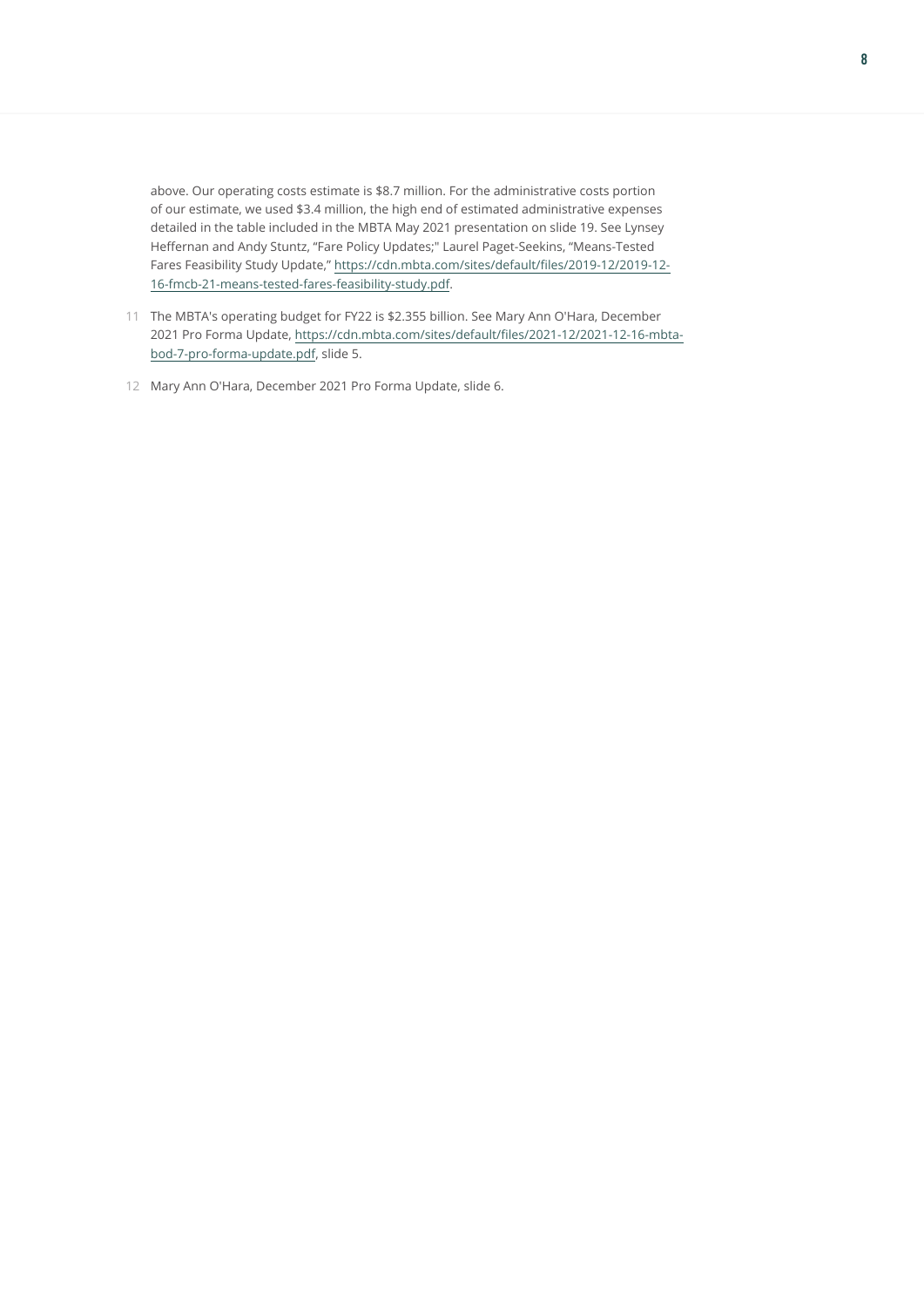above. Our operating costs estimate is $8.7 million. For the administrative costs portion of our estimate, we used $3.4 million, the high end of estimated administrative expenses detailed in the table included in the MBTA May 2021 presentation on slide 19. See Lynsey Heffernan and Andy Stuntz, "Fare Policy Updates;" Laurel Paget-Seekins, "Means-Tested Fares Feasibility Study Update," https://cdn.mbta.com/sites/default/files/2019-12/2019-12-16-fmcb-21-means-tested-fares-feasibility-study.pdf.

11. The MBTA's operating budget for FY22 is $2.355 billion. See Mary Ann O'Hara, December 2021 Pro Forma Update, https://cdn.mbta.com/sites/default/files/2021-12/2021-12-16-mbta-bod-7-pro-forma-update.pdf, slide 5.

12. Mary Ann O'Hara, December 2021 Pro Forma Update, slide 6.